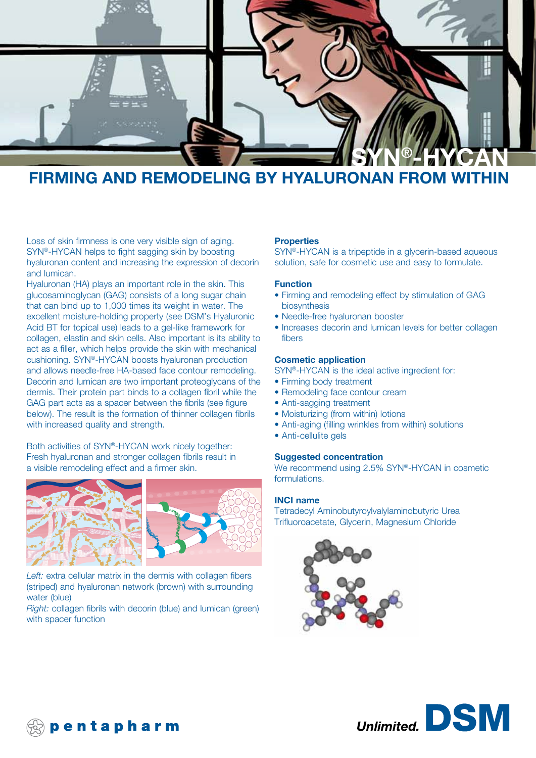# SYN®-HYCAN

## FIRMING AND REMODELING BY HYALURONAN FROM WITHIN

Loss of skin firmness is one very visible sign of aging. SYN®-HYCAN helps to fight sagging skin by boosting hyaluronan content and increasing the expression of decorin and lumican.

Hyaluronan (HA) plays an important role in the skin. This glucosaminoglycan (GAG) consists of a long sugar chain that can bind up to 1,000 times its weight in water. The excellent moisture-holding property (see DSM's Hyaluronic Acid BT for topical use) leads to a gel-like framework for collagen, elastin and skin cells. Also important is its ability to act as a filler, which helps provide the skin with mechanical cushioning. SYN®-HYCAN boosts hyaluronan production and allows needle-free HA-based face contour remodeling. Decorin and lumican are two important proteoglycans of the dermis. Their protein part binds to a collagen fibril while the GAG part acts as a spacer between the fibrils (see figure below). The result is the formation of thinner collagen fibrils with increased quality and strength.

Both activities of SYN®-HYCAN work nicely together: Fresh hyaluronan and stronger collagen fibrils result in a visible remodeling effect and a firmer skin.

*Left:* extra cellular matrix in the dermis with collagen fibers (striped) and hyaluronan network (brown) with surrounding water (blue)

*Right:* collagen fibrils with decorin (blue) and lumican (green) with spacer function

### Properties

SYN®-HYCAN is a tripeptide in a glycerin-based aqueous solution, safe for cosmetic use and easy to formulate.

### Function

- Firming and remodeling effect by stimulation of GAG biosynthesis
- Needle-free hyaluronan booster
- Increases decorin and lumican levels for better collagen fibers

### Cosmetic application

SYN®-HYCAN is the ideal active ingredient for:

- Firming body treatment
- Remodeling face contour cream
- Anti-sagging treatment
- Moisturizing (from within) lotions
- Anti-aging (filling wrinkles from within) solutions
- Anti-cellulite gels

### Suggested concentration

We recommend using 2.5% SYN®-HYCAN in cosmetic formulations.

### INCI name

Tetradecyl Aminobutyroylvalylaminobutyric Urea Trifluoroacetate, Glycerin, Magnesium Chloride

pentapharm

Unlimited. DSM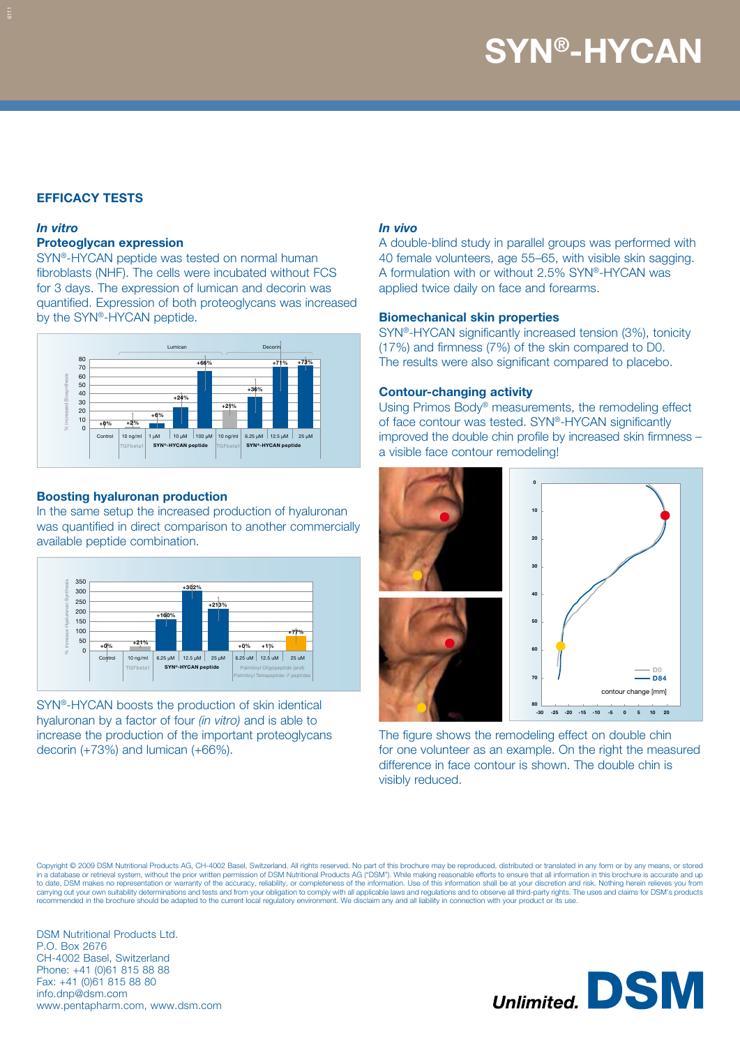# SYN®-HYCAN

## EFFICACY TESTS

### *In vitro*

### Proteoglycan expression

SYN®-HYCAN peptide was tested on normal human fibroblasts (NHF). The cells were incubated without FCS for 3 days. The expression of lumican and decorin was quantified. Expression of both proteoglycans was increased by the SYN®-HYCAN peptide.

Lumican
Decorin
% Increased Biosynthesis
80
70
60
50
40
30
20
10
0
+0%
+2%
+6%
+24%
+66%
+21%
+36%
+71%
+73%
Control
10 ng/ml
TGFbeta1
1 µM
10 µM
100 µM
SYN®-HYCAN peptide
10 ng/ml
TGFbeta1
6.25 µM
12.5 µM
25 µM
SYN®-HYCAN peptide

### Boosting hyaluronan production

In the same setup the increased production of hyaluronan was quantified in direct comparison to another commercially available peptide combination.

% Increase Hyaluronan Synthesis
350
300
250
200
150
100
50
0
+0%
+21%
+160%
+302%
+213%
+0%
+1%
+77%
Control
10 ng/ml
TGFbeta1
6.25 µM
12.5 µM
25 µM
SYN®-HYCAN peptide
6.25 uM
12.5 uM
25 uM
Palmitoyl Oligopeptide (and) Palmitoyl Tetrapeptide-7 peptides

SYN®-HYCAN boosts the production of skin identical hyaluronan by a factor of four *(in vitro)* and is able to increase the production of the important proteoglycans decorin (+73%) and lumican (+66%).

### *In vivo*

A double-blind study in parallel groups was performed with 40 female volunteers, age 55–65, with visible skin sagging. A formulation with or without 2.5% SYN®-HYCAN was applied twice daily on face and forearms.

### Biomechanical skin properties

SYN®-HYCAN significantly increased tension (3%), tonicity (17%) and firmness (7%) of the skin compared to D0. The results were also significant compared to placebo.

### Contour-changing activity

Using Primos Body® measurements, the remodeling effect of face contour was tested. SYN®-HYCAN significantly improved the double chin profile by increased skin firmness – a visible face contour remodeling!

0
10
20
30
40
50
60
70
80
D0
D84
contour change [mm]
-30 -25 -20 -15 -10 -5 0 5 10 20

The figure shows the remodeling effect on double chin for one volunteer as an example. On the right the measured difference in face contour is shown. The double chin is visibly reduced.

Copyright © 2009 DSM Nutritional Products AG, CH-4002 Basel, Switzerland. All rights reserved. No part of this brochure may be reproduced, distributed or translated in any form or by any means, or stored in a database or retrieval system, without the prior written permission of DSM Nutritional Products AG ("DSM"). While making reasonable efforts to ensure that all information in this brochure is accurate and up to date, DSM makes no representation or warranty of the accuracy, reliability, or completeness of the information. Use of this information shall be at your discretion and risk. Nothing herein relieves you from carrying out your own suitability determinations and tests and from your obligation to comply with all applicable laws and regulations and to observe all third-party rights. The uses and claims for DSM's products recommended in the brochure should be adapted to the current local regulatory environment. We disclaim any and all liability in connection with your product or its use.

DSM Nutritional Products Ltd.
P.O. Box 2676
CH-4002 Basel, Switzerland
Phone: +41 (0)61 815 88 88
Fax: +41 (0)61 815 88 80
info.dnp@dsm.com
www.pentapharm.com, www.dsm.com

Unlimited. DSM